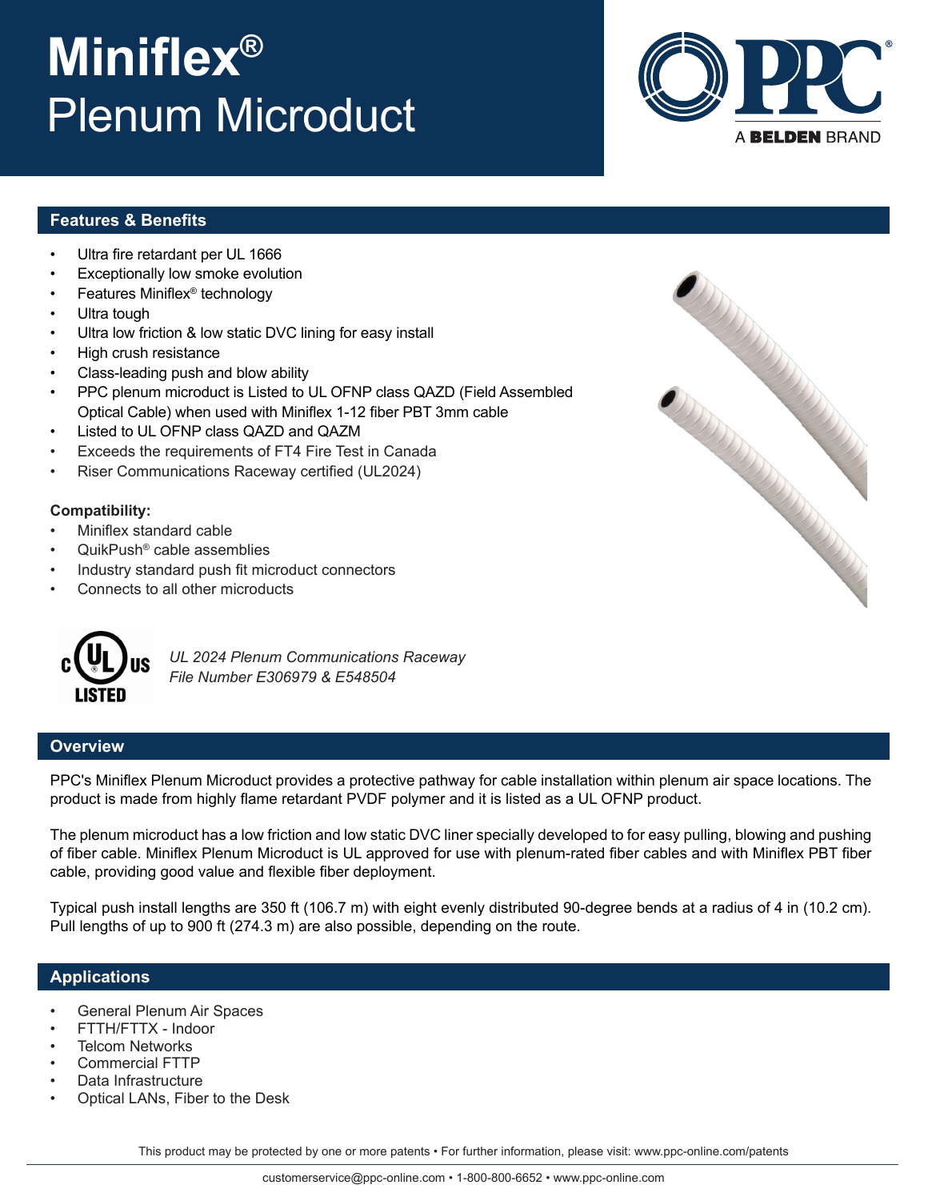# Miniflex® Plenum Microduct

PPC® A BELDEN BRAND

## Features & Benefits

- Ultra fire retardant per UL 1666
- Exceptionally low smoke evolution
- Features Miniflex® technology
- Ultra tough
- Ultra low friction & low static DVC lining for easy install
- High crush resistance
- Class-leading push and blow ability
- PPC plenum microduct is Listed to UL OFNP class QAZD (Field Assembled Optical Cable) when used with Miniflex 1-12 fiber PBT 3mm cable
- Listed to UL OFNP class QAZD and QAZM
- Exceeds the requirements of FT4 Fire Test in Canada
- Riser Communications Raceway certified (UL2024)

**Compatibility:**

- Miniflex standard cable
- QuikPush® cable assemblies
- Industry standard push fit microduct connectors
- Connects to all other microducts

c UL us LISTED

*UL 2024 Plenum Communications Raceway*
*File Number E306979 & E548504*

## Overview

PPC's Miniflex Plenum Microduct provides a protective pathway for cable installation within plenum air space locations. The product is made from highly flame retardant PVDF polymer and it is listed as a UL OFNP product.

The plenum microduct has a low friction and low static DVC liner specially developed to for easy pulling, blowing and pushing of fiber cable. Miniflex Plenum Microduct is UL approved for use with plenum-rated fiber cables and with Miniflex PBT fiber cable, providing good value and flexible fiber deployment.

Typical push install lengths are 350 ft (106.7 m) with eight evenly distributed 90-degree bends at a radius of 4 in (10.2 cm). Pull lengths of up to 900 ft (274.3 m) are also possible, depending on the route.

## Applications

- General Plenum Air Spaces
- FTTH/FTTX - Indoor
- Telcom Networks
- Commercial FTTP
- Data Infrastructure
- Optical LANs, Fiber to the Desk

This product may be protected by one or more patents • For further information, please visit: www.ppc-online.com/patents

customerservice@ppc-online.com • 1-800-800-6652 • www.ppc-online.com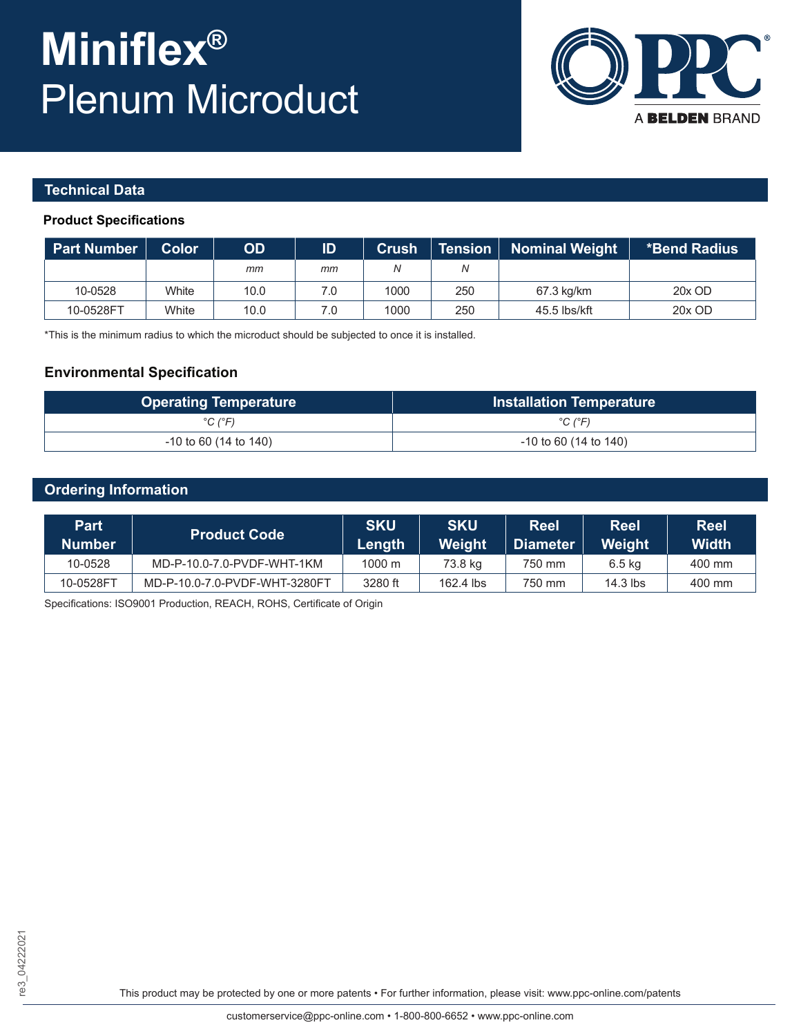# Miniflex®
# Plenum Microduct

PPC
A BELDEN BRAND

## Technical Data

### Product Specifications

| Part Number | Color | OD | ID | Crush | Tension | Nominal Weight | *Bend Radius |
|---|---|---|---|---|---|---|---|
| | | *mm* | *mm* | *N* | *N* | | |
| 10-0528 | White | 10.0 | 7.0 | 1000 | 250 | 67.3 kg/km | 20x OD |
| 10-0528FT | White | 10.0 | 7.0 | 1000 | 250 | 45.5 lbs/kft | 20x OD |

*This is the minimum radius to which the microduct should be subjected to once it is installed.

### Environmental Specification

| Operating Temperature | Installation Temperature |
|---|---|
| *°C (°F)* | *°C (°F)* |
| -10 to 60 (14 to 140) | -10 to 60 (14 to 140) |

## Ordering Information

| Part Number | Product Code | SKU Length | SKU Weight | Reel Diameter | Reel Weight | Reel Width |
|---|---|---|---|---|---|---|
| 10-0528 | MD-P-10.0-7.0-PVDF-WHT-1KM | 1000 m | 73.8 kg | 750 mm | 6.5 kg | 400 mm |
| 10-0528FT | MD-P-10.0-7.0-PVDF-WHT-3280FT | 3280 ft | 162.4 lbs | 750 mm | 14.3 lbs | 400 mm |

Specifications: ISO9001 Production, REACH, ROHS, Certificate of Origin

re3_04222021

This product may be protected by one or more patents • For further information, please visit: www.ppc-online.com/patents

customerservice@ppc-online.com • 1-800-800-6652 • www.ppc-online.com